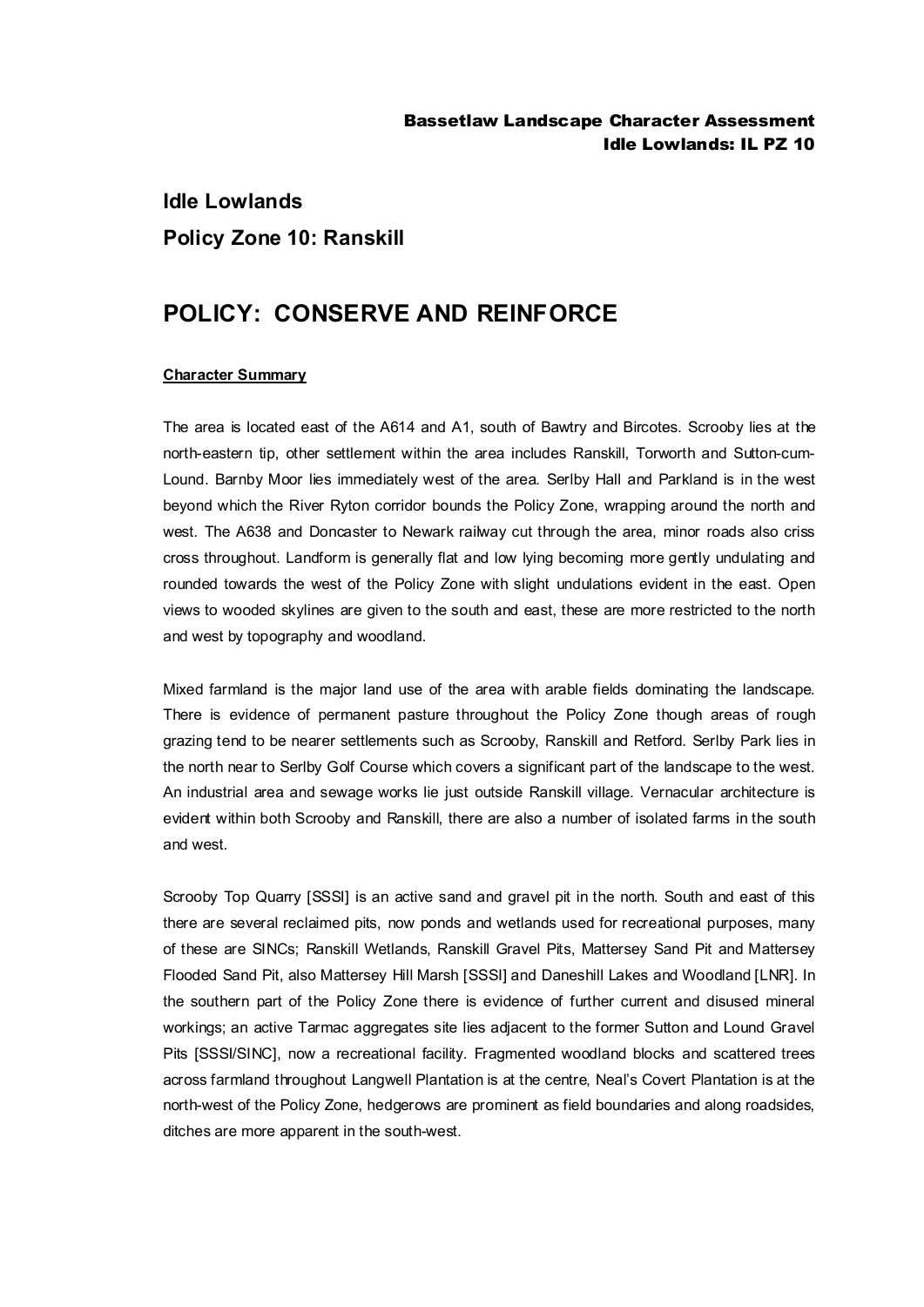# Idle Lowlands

## Policy Zone 10: Ranskill

# POLICY: CONSERVE AND REINFORCE

**Character Summary**

The area is located east of the A614 and A1, south of Bawtry and Bircotes. Scrooby lies at the north-eastern tip, other settlement within the area includes Ranskill, Torworth and Sutton-cum-Lound. Barnby Moor lies immediately west of the area. Serlby Hall and Parkland is in the west beyond which the River Ryton corridor bounds the Policy Zone, wrapping around the north and west. The A638 and Doncaster to Newark railway cut through the area, minor roads also criss cross throughout. Landform is generally flat and low lying becoming more gently undulating and rounded towards the west of the Policy Zone with slight undulations evident in the east. Open views to wooded skylines are given to the south and east, these are more restricted to the north and west by topography and woodland.

Mixed farmland is the major land use of the area with arable fields dominating the landscape. There is evidence of permanent pasture throughout the Policy Zone though areas of rough grazing tend to be nearer settlements such as Scrooby, Ranskill and Retford. Serlby Park lies in the north near to Serlby Golf Course which covers a significant part of the landscape to the west. An industrial area and sewage works lie just outside Ranskill village. Vernacular architecture is evident within both Scrooby and Ranskill, there are also a number of isolated farms in the south and west.

Scrooby Top Quarry [SSSI] is an active sand and gravel pit in the north. South and east of this there are several reclaimed pits, now ponds and wetlands used for recreational purposes, many of these are SINCs; Ranskill Wetlands, Ranskill Gravel Pits, Mattersey Sand Pit and Mattersey Flooded Sand Pit, also Mattersey Hill Marsh [SSSI] and Daneshill Lakes and Woodland [LNR]. In the southern part of the Policy Zone there is evidence of further current and disused mineral workings; an active Tarmac aggregates site lies adjacent to the former Sutton and Lound Gravel Pits [SSSI/SINC], now a recreational facility. Fragmented woodland blocks and scattered trees across farmland throughout Langwell Plantation is at the centre, Neal's Covert Plantation is at the north-west of the Policy Zone, hedgerows are prominent as field boundaries and along roadsides, ditches are more apparent in the south-west.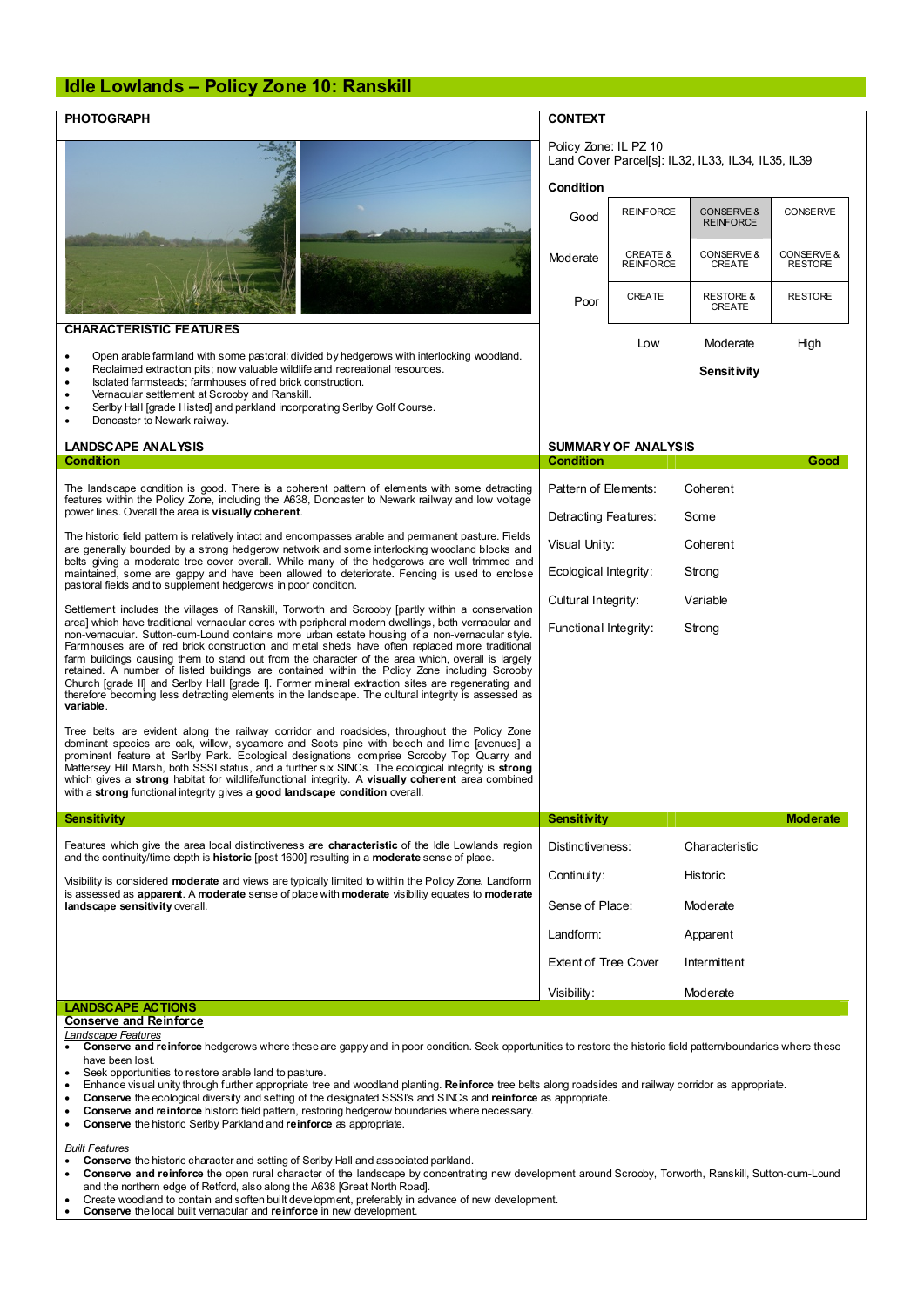# Idle Lowlands – Policy Zone 10: Ranskill

## PHOTOGRAPH

## CONTEXT

Policy Zone: IL PZ 10
Land Cover Parcel[s]: IL32, IL33, IL34, IL35, IL39

**Condition**

| | | | |
|---|---|---|---|
| Good | REINFORCE | CONSERVE & REINFORCE | CONSERVE |
| Moderate | CREATE & REINFORCE | CONSERVE & CREATE | CONSERVE & RESTORE |
| Poor | CREATE | RESTORE & CREATE | RESTORE |
| | Low | Moderate | High |
| | | **Sensitivity** | |

## CHARACTERISTIC FEATURES

- Open arable farmland with some pastoral; divided by hedgerows with interlocking woodland.
- Reclaimed extraction pits; now valuable wildlife and recreational resources.
- Isolated farmsteads; farmhouses of red brick construction.
- Vernacular settlement at Scrooby and Ranskill.
- Serlby Hall [grade I listed] and parkland incorporating Serlby Golf Course.
- Doncaster to Newark railway.

## LANDSCAPE ANALYSIS

### Condition

The landscape condition is good. There is a coherent pattern of elements with some detracting features within the Policy Zone, including the A638, Doncaster to Newark railway and low voltage power lines. Overall the area is **visually coherent**.

The historic field pattern is relatively intact and encompasses arable and permanent pasture. Fields are generally bounded by a strong hedgerow network and some interlocking woodland blocks and belts giving a moderate tree cover overall. While many of the hedgerows are well trimmed and maintained, some are gappy and have been allowed to deteriorate. Fencing is used to enclose pastoral fields and to supplement hedgerows in poor condition.

Settlement includes the villages of Ranskill, Torworth and Scrooby [partly within a conservation area] which have traditional vernacular cores with peripheral modern dwellings, both vernacular and non-vernacular. Sutton-cum-Lound contains more urban estate housing of a non-vernacular style. Farmhouses are of red brick construction and metal sheds have often replaced more traditional farm buildings causing them to stand out from the character of the area which, overall is largely retained. A number of listed buildings are contained within the Policy Zone including Scrooby Church [grade II] and Serlby Hall [grade I]. Former mineral extraction sites are regenerating and therefore becoming less detracting elements in the landscape. The cultural integrity is assessed as **variable**.

Tree belts are evident along the railway corridor and roadsides, throughout the Policy Zone dominant species are oak, willow, sycamore and Scots pine with beech and lime [avenues] a prominent feature at Serlby Park. Ecological designations comprise Scrooby Top Quarry and Mattersey Hill Marsh, both SSSI status, and a further six SINCs. The ecological integrity is **strong** which gives a **strong** habitat for wildlife/functional integrity. A **visually coherent** area combined with a **strong** functional integrity gives a **good landscape condition** overall.

## SUMMARY OF ANALYSIS

| Condition | Good |
|---|---|
| Pattern of Elements: | Coherent |
| Detracting Features: | Some |
| Visual Unity: | Coherent |
| Ecological Integrity: | Strong |
| Cultural Integrity: | Variable |
| Functional Integrity: | Strong |

### Sensitivity

Features which give the area local distinctiveness are **characteristic** of the Idle Lowlands region and the continuity/time depth is **historic** [post 1600] resulting in a **moderate** sense of place.

Visibility is considered **moderate** and views are typically limited to within the Policy Zone. Landform is assessed as **apparent**. A **moderate** sense of place with **moderate** visibility equates to **moderate landscape sensitivity** overall.

| Sensitivity | Moderate |
|---|---|
| Distinctiveness: | Characteristic |
| Continuity: | Historic |
| Sense of Place: | Moderate |
| Landform: | Apparent |
| Extent of Tree Cover | Intermittent |
| Visibility: | Moderate |

## LANDSCAPE ACTIONS

### Conserve and Reinforce

*Landscape Features*

- **Conserve and reinforce** hedgerows where these are gappy and in poor condition. Seek opportunities to restore the historic field pattern/boundaries where these have been lost.
- Seek opportunities to restore arable land to pasture.
- Enhance visual unity through further appropriate tree and woodland planting. **Reinforce** tree belts along roadsides and railway corridor as appropriate.
- **Conserve** the ecological diversity and setting of the designated SSSI's and SINCs and **reinforce** as appropriate.
- **Conserve and reinforce** historic field pattern, restoring hedgerow boundaries where necessary.
- **Conserve** the historic Serlby Parkland and **reinforce** as appropriate.

*Built Features*

- **Conserve** the historic character and setting of Serlby Hall and associated parkland.
- **Conserve and reinforce** the open rural character of the landscape by concentrating new development around Scrooby, Torworth, Ranskill, Sutton-cum-Lound and the northern edge of Retford, also along the A638 [Great North Road].
- Create woodland to contain and soften built development, preferably in advance of new development.
- **Conserve** the local built vernacular and **reinforce** in new development.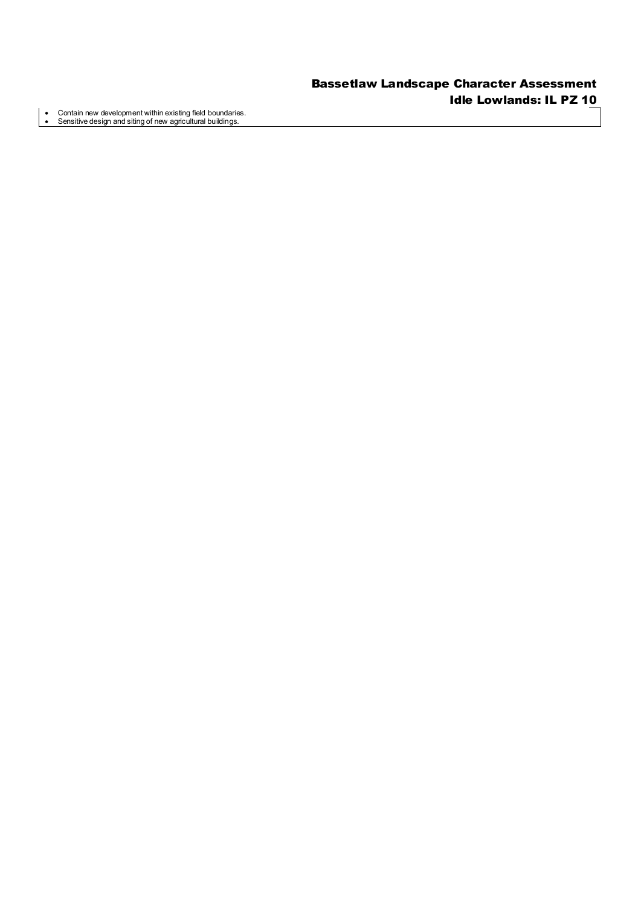- Contain new development within existing field boundaries.
- Sensitive design and siting of new agricultural buildings.